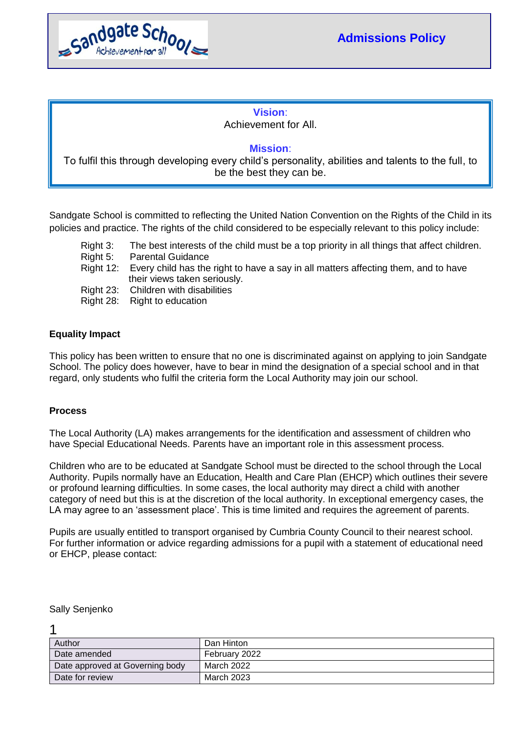Sandgate School — Achievement for all

# Admissions Policy

**Vision**:
Achievement for All.

**Mission**:
To fulfil this through developing every child's personality, abilities and talents to the full, to be the best they can be.

Sandgate School is committed to reflecting the United Nation Convention on the Rights of the Child in its policies and practice. The rights of the child considered to be especially relevant to this policy include:

- Right 3: The best interests of the child must be a top priority in all things that affect children.
- Right 5: Parental Guidance
- Right 12: Every child has the right to have a say in all matters affecting them, and to have their views taken seriously.
- Right 23: Children with disabilities
- Right 28: Right to education

**Equality Impact**

This policy has been written to ensure that no one is discriminated against on applying to join Sandgate School. The policy does however, have to bear in mind the designation of a special school and in that regard, only students who fulfil the criteria form the Local Authority may join our school.

**Process**

The Local Authority (LA) makes arrangements for the identification and assessment of children who have Special Educational Needs. Parents have an important role in this assessment process.

Children who are to be educated at Sandgate School must be directed to the school through the Local Authority. Pupils normally have an Education, Health and Care Plan (EHCP) which outlines their severe or profound learning difficulties. In some cases, the local authority may direct a child with another category of need but this is at the discretion of the local authority. In exceptional emergency cases, the LA may agree to an 'assessment place'. This is time limited and requires the agreement of parents.

Pupils are usually entitled to transport organised by Cumbria County Council to their nearest school. For further information or advice regarding admissions for a pupil with a statement of educational need or EHCP, please contact:

Sally Senjenko

| Author | Dan Hinton |
|---|---|
| Date amended | February 2022 |
| Date approved at Governing body | March 2022 |
| Date for review | March 2023 |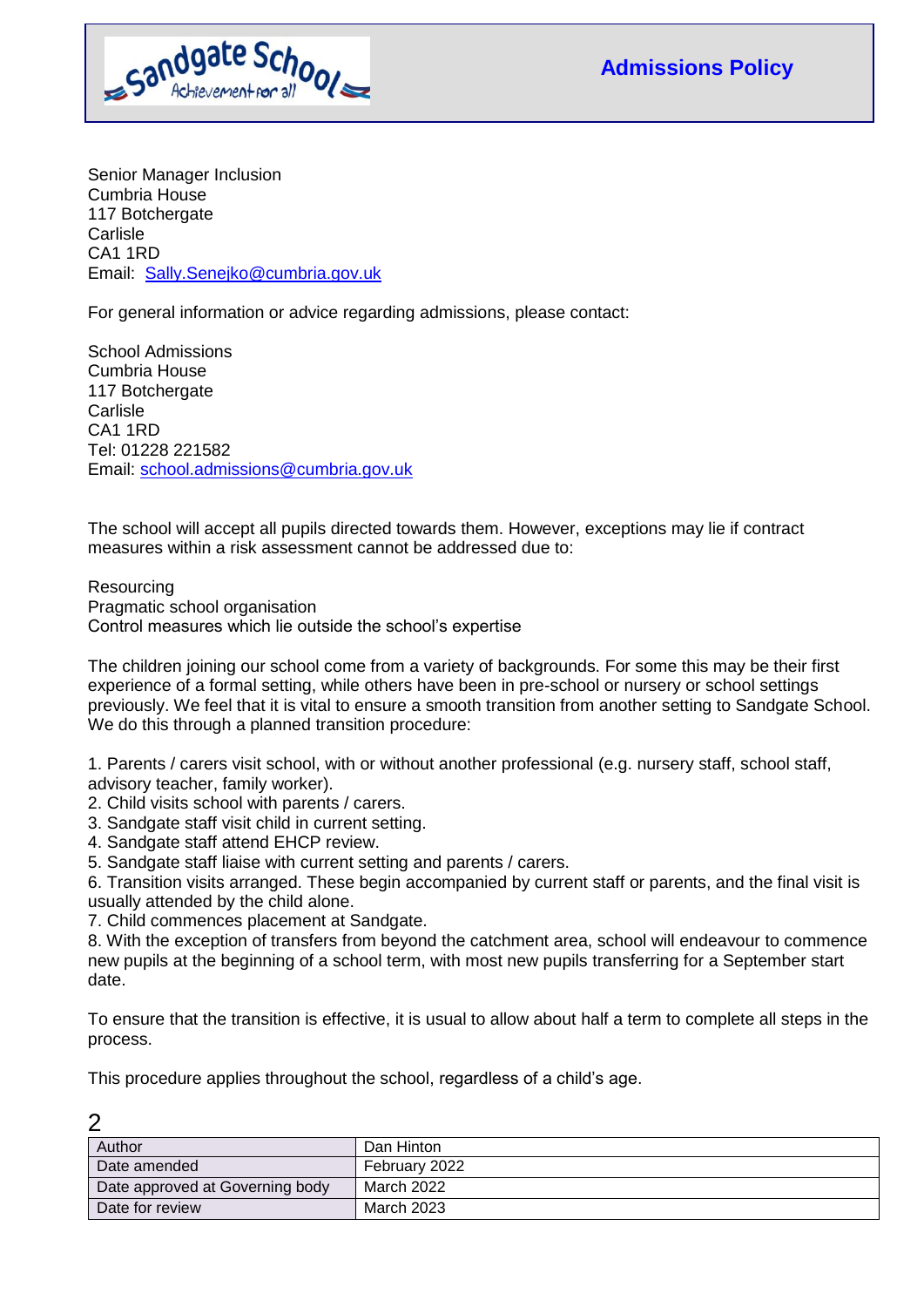Senior Manager Inclusion
Cumbria House
117 Botchergate
Carlisle
CA1 1RD
Email: [Sally.Senejko@cumbria.gov.uk](mailto:Sally.Senejko@cumbria.gov.uk)

For general information or advice regarding admissions, please contact:

School Admissions
Cumbria House
117 Botchergate
Carlisle
CA1 1RD
Tel: 01228 221582
Email: [school.admissions@cumbria.gov.uk](mailto:school.admissions@cumbria.gov.uk)

The school will accept all pupils directed towards them. However, exceptions may lie if contract measures within a risk assessment cannot be addressed due to:

Resourcing
Pragmatic school organisation
Control measures which lie outside the school's expertise

The children joining our school come from a variety of backgrounds. For some this may be their first experience of a formal setting, while others have been in pre-school or nursery or school settings previously. We feel that it is vital to ensure a smooth transition from another setting to Sandgate School. We do this through a planned transition procedure:

1. Parents / carers visit school, with or without another professional (e.g. nursery staff, school staff, advisory teacher, family worker).
2. Child visits school with parents / carers.
3. Sandgate staff visit child in current setting.
4. Sandgate staff attend EHCP review.
5. Sandgate staff liaise with current setting and parents / carers.
6. Transition visits arranged. These begin accompanied by current staff or parents, and the final visit is usually attended by the child alone.
7. Child commences placement at Sandgate.
8. With the exception of transfers from beyond the catchment area, school will endeavour to commence new pupils at the beginning of a school term, with most new pupils transferring for a September start date.

To ensure that the transition is effective, it is usual to allow about half a term to complete all steps in the process.

This procedure applies throughout the school, regardless of a child's age.

| | |
|---|---|
| Author | Dan Hinton |
| Date amended | February 2022 |
| Date approved at Governing body | March 2022 |
| Date for review | March 2023 |